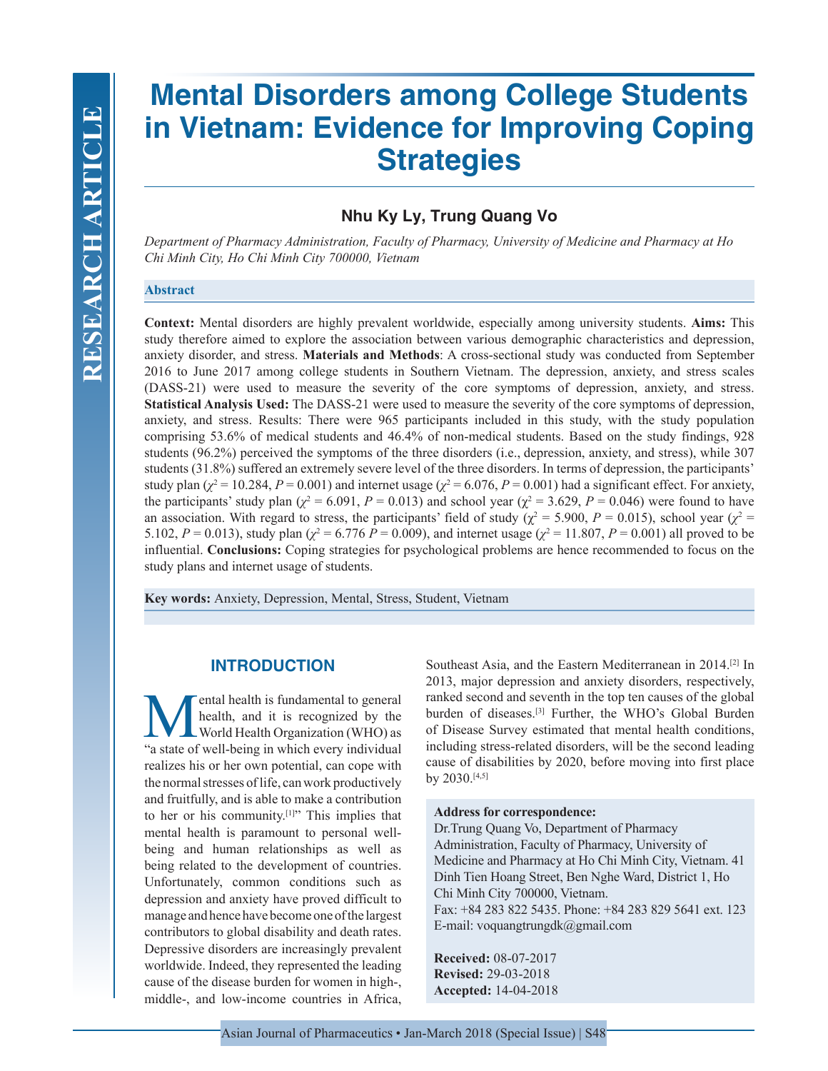# Mental Disorders among College Students in Vietnam: Evidence for Improving Coping Strategies

**Nhu Ky Ly, Trung Quang Vo**

*Department of Pharmacy Administration, Faculty of Pharmacy, University of Medicine and Pharmacy at Ho Chi Minh City, Ho Chi Minh City 700000, Vietnam*

### Abstract

**Context:** Mental disorders are highly prevalent worldwide, especially among university students. **Aims:** This study therefore aimed to explore the association between various demographic characteristics and depression, anxiety disorder, and stress. **Materials and Methods**: A cross-sectional study was conducted from September 2016 to June 2017 among college students in Southern Vietnam. The depression, anxiety, and stress scales (DASS-21) were used to measure the severity of the core symptoms of depression, anxiety, and stress. **Statistical Analysis Used:** The DASS-21 were used to measure the severity of the core symptoms of depression, anxiety, and stress. Results: There were 965 participants included in this study, with the study population comprising 53.6% of medical students and 46.4% of non-medical students. Based on the study findings, 928 students (96.2%) perceived the symptoms of the three disorders (i.e., depression, anxiety, and stress), while 307 students (31.8%) suffered an extremely severe level of the three disorders. In terms of depression, the participants' study plan ($\chi^2 = 10.284$, $P = 0.001$) and internet usage ($\chi^2 = 6.076$, $P = 0.001$) had a significant effect. For anxiety, the participants' study plan ($\chi^2 = 6.091$, $P = 0.013$) and school year ($\chi^2 = 3.629$, $P = 0.046$) were found to have an association. With regard to stress, the participants' field of study ($\chi^2 = 5.900$, $P = 0.015$), school year ($\chi^2 = 5.102$, $P = 0.013$), study plan ($\chi^2 = 6.776$ $P = 0.009$), and internet usage ($\chi^2 = 11.807$, $P = 0.001$) all proved to be influential. **Conclusions:** Coping strategies for psychological problems are hence recommended to focus on the study plans and internet usage of students.

**Key words:** Anxiety, Depression, Mental, Stress, Student, Vietnam

## INTRODUCTION

Mental health is fundamental to general health, and it is recognized by the World Health Organization (WHO) as "a state of well-being in which every individual realizes his or her own potential, can cope with the normal stresses of life, can work productively and fruitfully, and is able to make a contribution to her or his community.[1]" This implies that mental health is paramount to personal well-being and human relationships as well as being related to the development of countries. Unfortunately, common conditions such as depression and anxiety have proved difficult to manage and hence have become one of the largest contributors to global disability and death rates. Depressive disorders are increasingly prevalent worldwide. Indeed, they represented the leading cause of the disease burden for women in high-, middle-, and low-income countries in Africa, Southeast Asia, and the Eastern Mediterranean in 2014.[2] In 2013, major depression and anxiety disorders, respectively, ranked second and seventh in the top ten causes of the global burden of diseases.[3] Further, the WHO's Global Burden of Disease Survey estimated that mental health conditions, including stress-related disorders, will be the second leading cause of disabilities by 2020, before moving into first place by 2030.[4,5]

**Address for correspondence:**
Dr.Trung Quang Vo, Department of Pharmacy Administration, Faculty of Pharmacy, University of Medicine and Pharmacy at Ho Chi Minh City, Vietnam. 41 Dinh Tien Hoang Street, Ben Nghe Ward, District 1, Ho Chi Minh City 700000, Vietnam.
Fax: +84 283 822 5435. Phone: +84 283 829 5641 ext. 123
E-mail: voquangtrungdk@gmail.com

**Received:** 08-07-2017
**Revised:** 29-03-2018
**Accepted:** 14-04-2018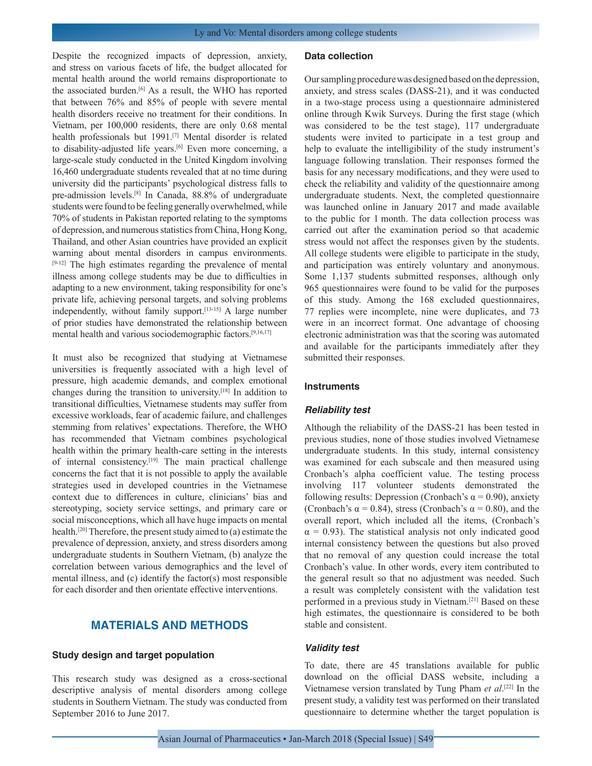Despite the recognized impacts of depression, anxiety, and stress on various facets of life, the budget allocated for mental health around the world remains disproportionate to the associated burden.[6] As a result, the WHO has reported that between 76% and 85% of people with severe mental health disorders receive no treatment for their conditions. In Vietnam, per 100,000 residents, there are only 0.68 mental health professionals but 1991.[7] Mental disorder is related to disability-adjusted life years.[6] Even more concerning, a large-scale study conducted in the United Kingdom involving 16,460 undergraduate students revealed that at no time during university did the participants' psychological distress falls to pre-admission levels.[8] In Canada, 88.8% of undergraduate students were found to be feeling generally overwhelmed, while 70% of students in Pakistan reported relating to the symptoms of depression, and numerous statistics from China, Hong Kong, Thailand, and other Asian countries have provided an explicit warning about mental disorders in campus environments.[9-12] The high estimates regarding the prevalence of mental illness among college students may be due to difficulties in adapting to a new environment, taking responsibility for one's private life, achieving personal targets, and solving problems independently, without family support.[13-15] A large number of prior studies have demonstrated the relationship between mental health and various sociodemographic factors.[9,16,17]

It must also be recognized that studying at Vietnamese universities is frequently associated with a high level of pressure, high academic demands, and complex emotional changes during the transition to university.[18] In addition to transitional difficulties, Vietnamese students may suffer from excessive workloads, fear of academic failure, and challenges stemming from relatives' expectations. Therefore, the WHO has recommended that Vietnam combines psychological health within the primary health-care setting in the interests of internal consistency.[19] The main practical challenge concerns the fact that it is not possible to apply the available strategies used in developed countries in the Vietnamese context due to differences in culture, clinicians' bias and stereotyping, society service settings, and primary care or social misconceptions, which all have huge impacts on mental health.[20] Therefore, the present study aimed to (a) estimate the prevalence of depression, anxiety, and stress disorders among undergraduate students in Southern Vietnam, (b) analyze the correlation between various demographics and the level of mental illness, and (c) identify the factor(s) most responsible for each disorder and then orientate effective interventions.

## MATERIALS AND METHODS

### Study design and target population

This research study was designed as a cross-sectional descriptive analysis of mental disorders among college students in Southern Vietnam. The study was conducted from September 2016 to June 2017.

### Data collection

Our sampling procedure was designed based on the depression, anxiety, and stress scales (DASS-21), and it was conducted in a two-stage process using a questionnaire administered online through Kwik Surveys. During the first stage (which was considered to be the test stage), 117 undergraduate students were invited to participate in a test group and help to evaluate the intelligibility of the study instrument's language following translation. Their responses formed the basis for any necessary modifications, and they were used to check the reliability and validity of the questionnaire among undergraduate students. Next, the completed questionnaire was launched online in January 2017 and made available to the public for 1 month. The data collection process was carried out after the examination period so that academic stress would not affect the responses given by the students. All college students were eligible to participate in the study, and participation was entirely voluntary and anonymous. Some 1,137 students submitted responses, although only 965 questionnaires were found to be valid for the purposes of this study. Among the 168 excluded questionnaires, 77 replies were incomplete, nine were duplicates, and 73 were in an incorrect format. One advantage of choosing electronic administration was that the scoring was automated and available for the participants immediately after they submitted their responses.

### Instruments

#### *Reliability test*

Although the reliability of the DASS-21 has been tested in previous studies, none of those studies involved Vietnamese undergraduate students. In this study, internal consistency was examined for each subscale and then measured using Cronbach's alpha coefficient value. The testing process involving 117 volunteer students demonstrated the following results: Depression (Cronbach's $\alpha = 0.90$), anxiety (Cronbach's $\alpha = 0.84$), stress (Cronbach's $\alpha = 0.80$), and the overall report, which included all the items, (Cronbach's $\alpha = 0.93$). The statistical analysis not only indicated good internal consistency between the questions but also proved that no removal of any question could increase the total Cronbach's value. In other words, every item contributed to the general result so that no adjustment was needed. Such a result was completely consistent with the validation test performed in a previous study in Vietnam.[21] Based on these high estimates, the questionnaire is considered to be both stable and consistent.

#### *Validity test*

To date, there are 45 translations available for public download on the official DASS website, including a Vietnamese version translated by Tung Pham *et al*.[22] In the present study, a validity test was performed on their translated questionnaire to determine whether the target population is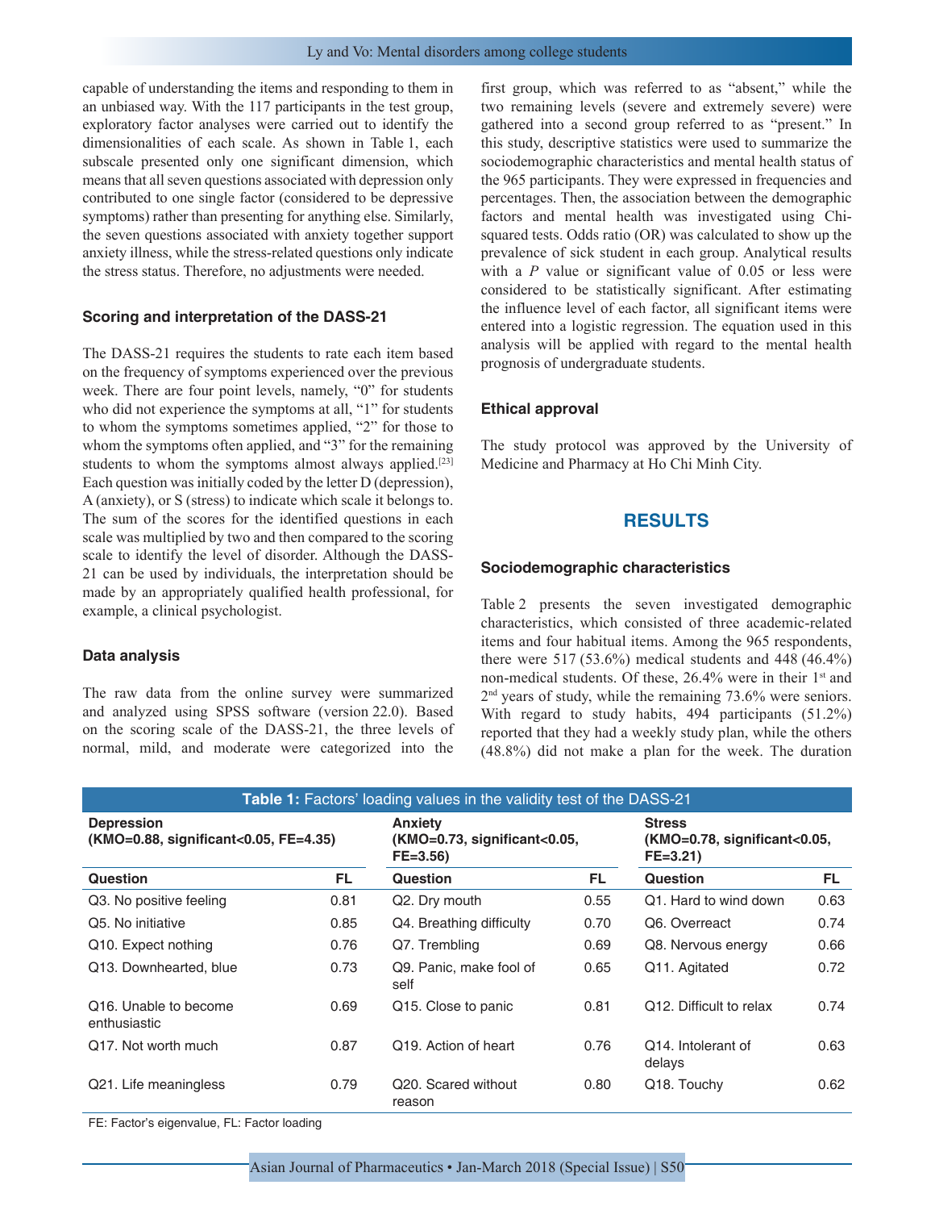capable of understanding the items and responding to them in an unbiased way. With the 117 participants in the test group, exploratory factor analyses were carried out to identify the dimensionalities of each scale. As shown in Table 1, each subscale presented only one significant dimension, which means that all seven questions associated with depression only contributed to one single factor (considered to be depressive symptoms) rather than presenting for anything else. Similarly, the seven questions associated with anxiety together support anxiety illness, while the stress-related questions only indicate the stress status. Therefore, no adjustments were needed.

### Scoring and interpretation of the DASS-21

The DASS-21 requires the students to rate each item based on the frequency of symptoms experienced over the previous week. There are four point levels, namely, "0" for students who did not experience the symptoms at all, "1" for students to whom the symptoms sometimes applied, "2" for those to whom the symptoms often applied, and "3" for the remaining students to whom the symptoms almost always applied.[23] Each question was initially coded by the letter D (depression), A (anxiety), or S (stress) to indicate which scale it belongs to. The sum of the scores for the identified questions in each scale was multiplied by two and then compared to the scoring scale to identify the level of disorder. Although the DASS-21 can be used by individuals, the interpretation should be made by an appropriately qualified health professional, for example, a clinical psychologist.

### Data analysis

The raw data from the online survey were summarized and analyzed using SPSS software (version 22.0). Based on the scoring scale of the DASS-21, the three levels of normal, mild, and moderate were categorized into the first group, which was referred to as "absent," while the two remaining levels (severe and extremely severe) were gathered into a second group referred to as "present." In this study, descriptive statistics were used to summarize the sociodemographic characteristics and mental health status of the 965 participants. They were expressed in frequencies and percentages. Then, the association between the demographic factors and mental health was investigated using Chi-squared tests. Odds ratio (OR) was calculated to show up the prevalence of sick student in each group. Analytical results with a *P* value or significant value of 0.05 or less were considered to be statistically significant. After estimating the influence level of each factor, all significant items were entered into a logistic regression. The equation used in this analysis will be applied with regard to the mental health prognosis of undergraduate students.

### Ethical approval

The study protocol was approved by the University of Medicine and Pharmacy at Ho Chi Minh City.

## RESULTS

### Sociodemographic characteristics

Table 2 presents the seven investigated demographic characteristics, which consisted of three academic-related items and four habitual items. Among the 965 respondents, there were 517 (53.6%) medical students and 448 (46.4%) non-medical students. Of these, 26.4% were in their 1st and 2nd years of study, while the remaining 73.6% were seniors. With regard to study habits, 494 participants (51.2%) reported that they had a weekly study plan, while the others (48.8%) did not make a plan for the week. The duration

**Table 1:** Factors' loading values in the validity test of the DASS-21

| Depression (KMO=0.88, significant<0.05, FE=4.35) | | Anxiety (KMO=0.73, significant<0.05, FE=3.56) | | Stress (KMO=0.78, significant<0.05, FE=3.21) | |
|---|---|---|---|---|---|
| **Question** | **FL** | **Question** | **FL** | **Question** | **FL** |
| Q3. No positive feeling | 0.81 | Q2. Dry mouth | 0.55 | Q1. Hard to wind down | 0.63 |
| Q5. No initiative | 0.85 | Q4. Breathing difficulty | 0.70 | Q6. Overreact | 0.74 |
| Q10. Expect nothing | 0.76 | Q7. Trembling | 0.69 | Q8. Nervous energy | 0.66 |
| Q13. Downhearted, blue | 0.73 | Q9. Panic, make fool of self | 0.65 | Q11. Agitated | 0.72 |
| Q16. Unable to become enthusiastic | 0.69 | Q15. Close to panic | 0.81 | Q12. Difficult to relax | 0.74 |
| Q17. Not worth much | 0.87 | Q19. Action of heart | 0.76 | Q14. Intolerant of delays | 0.63 |
| Q21. Life meaningless | 0.79 | Q20. Scared without reason | 0.80 | Q18. Touchy | 0.62 |

FE: Factor's eigenvalue, FL: Factor loading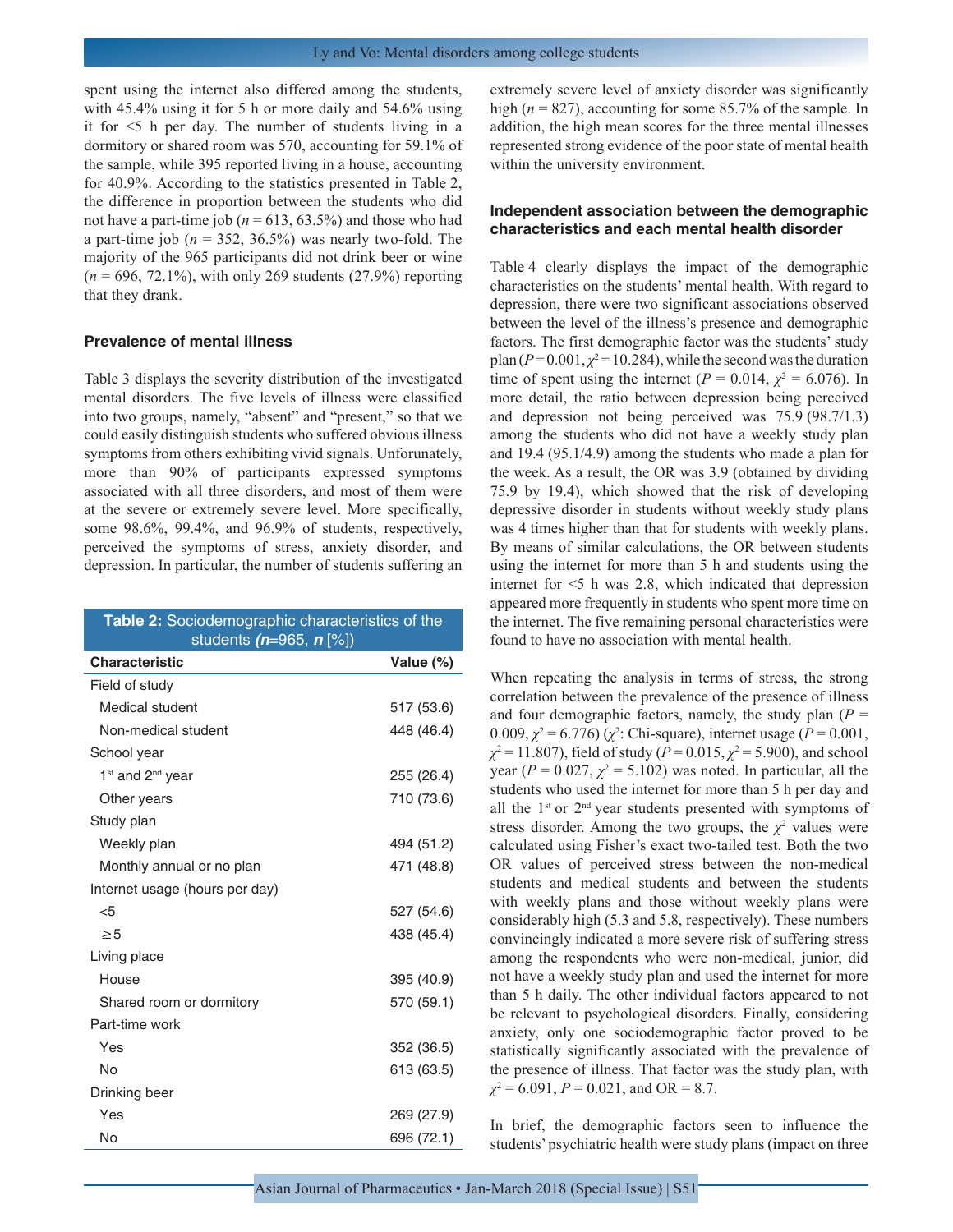spent using the internet also differed among the students, with 45.4% using it for 5 h or more daily and 54.6% using it for <5 h per day. The number of students living in a dormitory or shared room was 570, accounting for 59.1% of the sample, while 395 reported living in a house, accounting for 40.9%. According to the statistics presented in Table 2, the difference in proportion between the students who did not have a part-time job ($n = 613$, 63.5%) and those who had a part-time job ($n = 352$, 36.5%) was nearly two-fold. The majority of the 965 participants did not drink beer or wine ($n = 696$, 72.1%), with only 269 students (27.9%) reporting that they drank.

### Prevalence of mental illness

Table 3 displays the severity distribution of the investigated mental disorders. The five levels of illness were classified into two groups, namely, "absent" and "present," so that we could easily distinguish students who suffered obvious illness symptoms from others exhibiting vivid signals. Unforunately, more than 90% of participants expressed symptoms associated with all three disorders, and most of them were at the severe or extremely severe level. More specifically, some 98.6%, 99.4%, and 96.9% of students, respectively, perceived the symptoms of stress, anxiety disorder, and depression. In particular, the number of students suffering an extremely severe level of anxiety disorder was significantly high ($n = 827$), accounting for some 85.7% of the sample. In addition, the high mean scores for the three mental illnesses represented strong evidence of the poor state of mental health within the university environment.

**Table 2:** Sociodemographic characteristics of the students (***n***=965, ***n*** [%])

| Characteristic | Value (%) |
|---|---|
| Field of study | |
| Medical student | 517 (53.6) |
| Non-medical student | 448 (46.4) |
| School year | |
| 1st and 2nd year | 255 (26.4) |
| Other years | 710 (73.6) |
| Study plan | |
| Weekly plan | 494 (51.2) |
| Monthly annual or no plan | 471 (48.8) |
| Internet usage (hours per day) | |
| <5 | 527 (54.6) |
| ≥5 | 438 (45.4) |
| Living place | |
| House | 395 (40.9) |
| Shared room or dormitory | 570 (59.1) |
| Part-time work | |
| Yes | 352 (36.5) |
| No | 613 (63.5) |
| Drinking beer | |
| Yes | 269 (27.9) |
| No | 696 (72.1) |

### Independent association between the demographic characteristics and each mental health disorder

Table 4 clearly displays the impact of the demographic characteristics on the students' mental health. With regard to depression, there were two significant associations observed between the level of the illness's presence and demographic factors. The first demographic factor was the students' study plan ($P = 0.001$, $\chi^2 = 10.284$), while the second was the duration time of spent using the internet ($P = 0.014$, $\chi^2 = 6.076$). In more detail, the ratio between depression being perceived and depression not being perceived was 75.9 (98.7/1.3) among the students who did not have a weekly study plan and 19.4 (95.1/4.9) among the students who made a plan for the week. As a result, the OR was 3.9 (obtained by dividing 75.9 by 19.4), which showed that the risk of developing depressive disorder in students without weekly study plans was 4 times higher than that for students with weekly plans. By means of similar calculations, the OR between students using the internet for more than 5 h and students using the internet for <5 h was 2.8, which indicated that depression appeared more frequently in students who spent more time on the internet. The five remaining personal characteristics were found to have no association with mental health.

When repeating the analysis in terms of stress, the strong correlation between the prevalence of the presence of illness and four demographic factors, namely, the study plan ($P = 0.009$, $\chi^2 = 6.776$) ($\chi^2$: Chi-square), internet usage ($P = 0.001$, $\chi^2 = 11.807$), field of study ($P = 0.015$, $\chi^2 = 5.900$), and school year ($P = 0.027$, $\chi^2 = 5.102$) was noted. In particular, all the students who used the internet for more than 5 h per day and all the 1st or 2nd year students presented with symptoms of stress disorder. Among the two groups, the $\chi^2$ values were calculated using Fisher's exact two-tailed test. Both the two OR values of perceived stress between the non-medical students and medical students and between the students with weekly plans and those without weekly plans were considerably high (5.3 and 5.8, respectively). These numbers convincingly indicated a more severe risk of suffering stress among the respondents who were non-medical, junior, did not have a weekly study plan and used the internet for more than 5 h daily. The other individual factors appeared to not be relevant to psychological disorders. Finally, considering anxiety, only one sociodemographic factor proved to be statistically significantly associated with the prevalence of the presence of illness. That factor was the study plan, with $\chi^2 = 6.091$, $P = 0.021$, and OR = 8.7.

In brief, the demographic factors seen to influence the students' psychiatric health were study plans (impact on three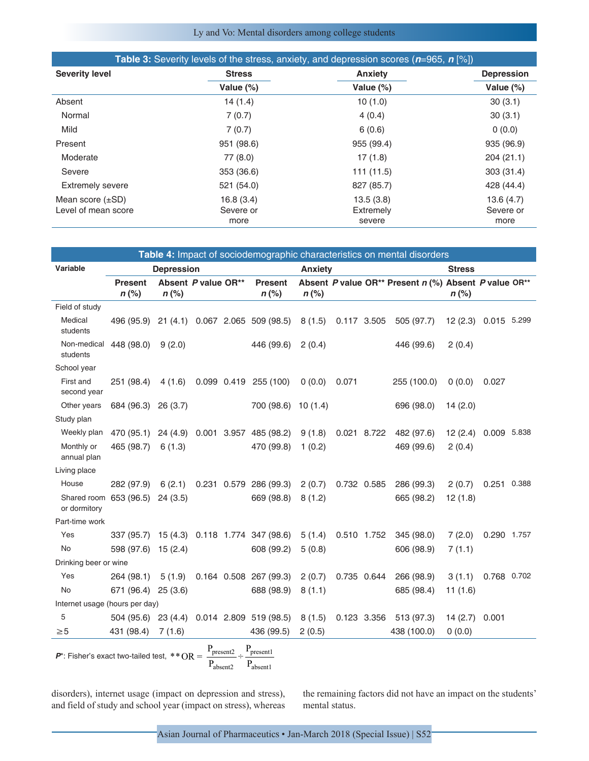**Table 3:** Severity levels of the stress, anxiety, and depression scores (*n*=965, *n* [%])

| Severity level | Stress | Anxiety | Depression |
|---|---|---|---|
| | Value (%) | Value (%) | Value (%) |
| Absent | 14 (1.4) | 10 (1.0) | 30 (3.1) |
| Normal | 7 (0.7) | 4 (0.4) | 30 (3.1) |
| Mild | 7 (0.7) | 6 (0.6) | 0 (0.0) |
| Present | 951 (98.6) | 955 (99.4) | 935 (96.9) |
| Moderate | 77 (8.0) | 17 (1.8) | 204 (21.1) |
| Severe | 353 (36.6) | 111 (11.5) | 303 (31.4) |
| Extremely severe | 521 (54.0) | 827 (85.7) | 428 (44.4) |
| Mean score (±SD) | 16.8 (3.4) | 13.5 (3.8) | 13.6 (4.7) |
| Level of mean score | Severe or more | Extremely severe | Severe or more |

**Table 4:** Impact of sociodemographic characteristics on mental disorders

| Variable | Depression | | | | Anxiety | | | | Stress | | | |
|---|---|---|---|---|---|---|---|---|---|---|---|---|
| | Present *n* (%) | Absent *n* (%) | *P* value | OR** | Present *n* (%) | Absent *n* (%) | *P* value | OR** | Present *n* (%) | Absent *n* (%) | *P* value | OR** |
| Field of study | | | | | | | | | | | | |
| Medical students | 496 (95.9) | 21 (4.1) | 0.067 | 2.065 | 509 (98.5) | 8 (1.5) | 0.117 | 3.505 | 505 (97.7) | 12 (2.3) | 0.015 | 5.299 |
| Non-medical students | 448 (98.0) | 9 (2.0) | | | 446 (99.6) | 2 (0.4) | | | 446 (99.6) | 2 (0.4) | | |
| School year | | | | | | | | | | | | |
| First and second year | 251 (98.4) | 4 (1.6) | 0.099 | 0.419 | 255 (100) | 0 (0.0) | 0.071 | | 255 (100.0) | 0 (0.0) | 0.027 | |
| Other years | 684 (96.3) | 26 (3.7) | | | 700 (98.6) | 10 (1.4) | | | 696 (98.0) | 14 (2.0) | | |
| Study plan | | | | | | | | | | | | |
| Weekly plan | 470 (95.1) | 24 (4.9) | 0.001 | 3.957 | 485 (98.2) | 9 (1.8) | 0.021 | 8.722 | 482 (97.6) | 12 (2.4) | 0.009 | 5.838 |
| Monthly or annual plan | 465 (98.7) | 6 (1.3) | | | 470 (99.8) | 1 (0.2) | | | 469 (99.6) | 2 (0.4) | | |
| Living place | | | | | | | | | | | | |
| House | 282 (97.9) | 6 (2.1) | 0.231 | 0.579 | 286 (99.3) | 2 (0.7) | 0.732 | 0.585 | 286 (99.3) | 2 (0.7) | 0.251 | 0.388 |
| Shared room or dormitory | 653 (96.5) | 24 (3.5) | | | 669 (98.8) | 8 (1.2) | | | 665 (98.2) | 12 (1.8) | | |
| Part-time work | | | | | | | | | | | | |
| Yes | 337 (95.7) | 15 (4.3) | 0.118 | 1.774 | 347 (98.6) | 5 (1.4) | 0.510 | 1.752 | 345 (98.0) | 7 (2.0) | 0.290 | 1.757 |
| No | 598 (97.6) | 15 (2.4) | | | 608 (99.2) | 5 (0.8) | | | 606 (98.9) | 7 (1.1) | | |
| Drinking beer or wine | | | | | | | | | | | | |
| Yes | 264 (98.1) | 5 (1.9) | 0.164 | 0.508 | 267 (99.3) | 2 (0.7) | 0.735 | 0.644 | 266 (98.9) | 3 (1.1) | 0.768 | 0.702 |
| No | 671 (96.4) | 25 (3.6) | | | 688 (98.9) | 8 (1.1) | | | 685 (98.4) | 11 (1.6) | | |
| Internet usage (hours per day) | | | | | | | | | | | | |
| 5 | 504 (95.6) | 23 (4.4) | 0.014 | 2.809 | 519 (98.5) | 8 (1.5) | 0.123 | 3.356 | 513 (97.3) | 14 (2.7) | 0.001 | |
| ≥5 | 431 (98.4) | 7 (1.6) | | | 436 (99.5) | 2 (0.5) | | | 438 (100.0) | 0 (0.0) | | |

*P**: Fisher's exact two-tailed test, $**OR = \frac{P_{present2}}{P_{absent2}} \div \frac{P_{present1}}{P_{absent1}}$

disorders), internet usage (impact on depression and stress), and field of study and school year (impact on stress), whereas the remaining factors did not have an impact on the students' mental status.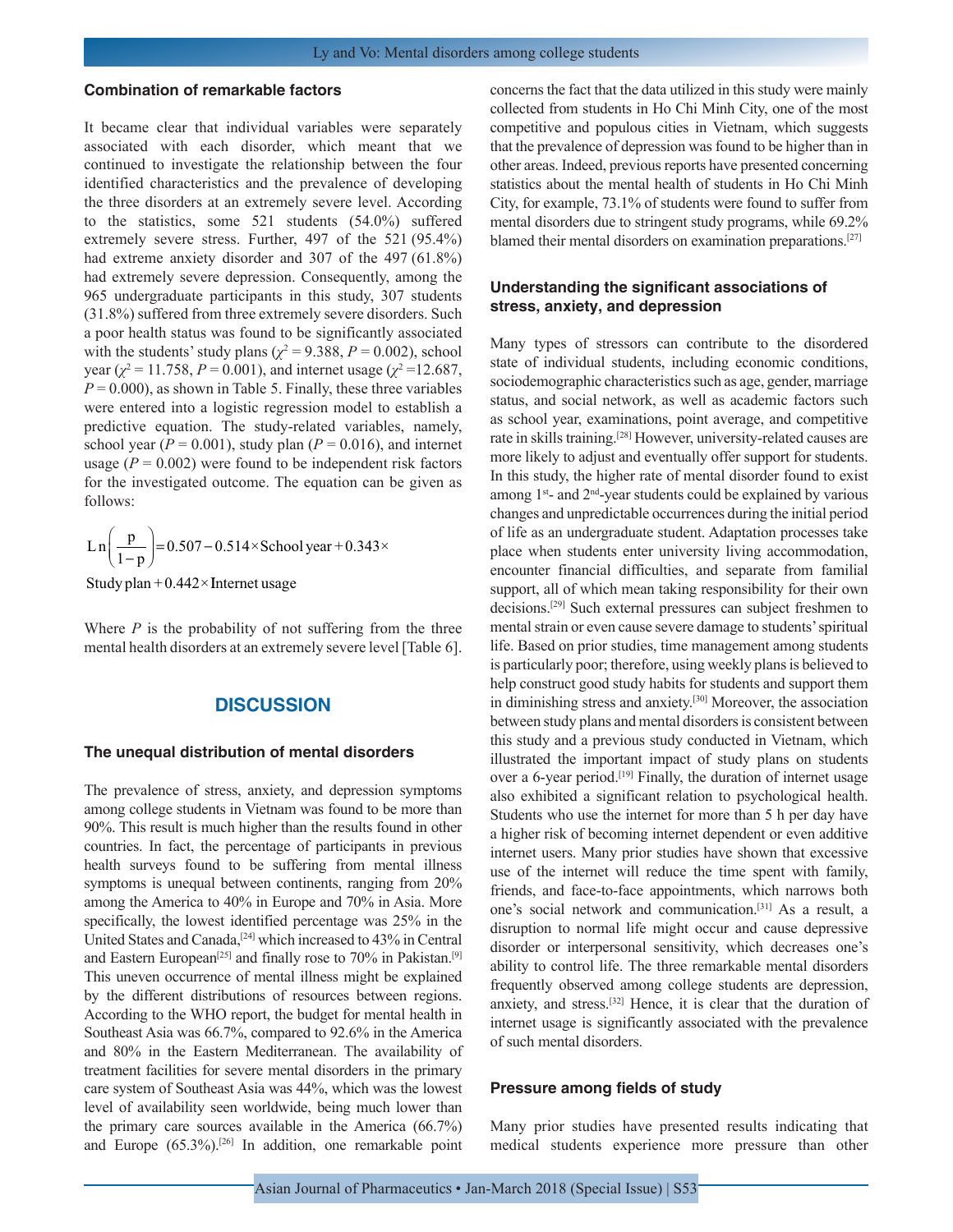### Combination of remarkable factors

It became clear that individual variables were separately associated with each disorder, which meant that we continued to investigate the relationship between the four identified characteristics and the prevalence of developing the three disorders at an extremely severe level. According to the statistics, some 521 students (54.0%) suffered extremely severe stress. Further, 497 of the 521 (95.4%) had extreme anxiety disorder and 307 of the 497 (61.8%) had extremely severe depression. Consequently, among the 965 undergraduate participants in this study, 307 students (31.8%) suffered from three extremely severe disorders. Such a poor health status was found to be significantly associated with the students' study plans ($\chi^2 = 9.388$, $P = 0.002$), school year ($\chi^2 = 11.758$, $P = 0.001$), and internet usage ($\chi^2 = 12.687$, $P = 0.000$), as shown in Table 5. Finally, these three variables were entered into a logistic regression model to establish a predictive equation. The study-related variables, namely, school year ($P = 0.001$), study plan ($P = 0.016$), and internet usage ($P = 0.002$) were found to be independent risk factors for the investigated outcome. The equation can be given as follows:

$$\mathrm{Ln}\left(\frac{p}{1-p}\right) = 0.507 - 0.514 \times \text{School year} + 0.343 \times \text{Study plan} + 0.442 \times \text{Internet usage}$$

Where $P$ is the probability of not suffering from the three mental health disorders at an extremely severe level [Table 6].

## DISCUSSION

### The unequal distribution of mental disorders

The prevalence of stress, anxiety, and depression symptoms among college students in Vietnam was found to be more than 90%. This result is much higher than the results found in other countries. In fact, the percentage of participants in previous health surveys found to be suffering from mental illness symptoms is unequal between continents, ranging from 20% among the America to 40% in Europe and 70% in Asia. More specifically, the lowest identified percentage was 25% in the United States and Canada,[24] which increased to 43% in Central and Eastern European[25] and finally rose to 70% in Pakistan.[9] This uneven occurrence of mental illness might be explained by the different distributions of resources between regions. According to the WHO report, the budget for mental health in Southeast Asia was 66.7%, compared to 92.6% in the America and 80% in the Eastern Mediterranean. The availability of treatment facilities for severe mental disorders in the primary care system of Southeast Asia was 44%, which was the lowest level of availability seen worldwide, being much lower than the primary care sources available in the America (66.7%) and Europe (65.3%).[26] In addition, one remarkable point concerns the fact that the data utilized in this study were mainly collected from students in Ho Chi Minh City, one of the most competitive and populous cities in Vietnam, which suggests that the prevalence of depression was found to be higher than in other areas. Indeed, previous reports have presented concerning statistics about the mental health of students in Ho Chi Minh City, for example, 73.1% of students were found to suffer from mental disorders due to stringent study programs, while 69.2% blamed their mental disorders on examination preparations.[27]

### Understanding the significant associations of stress, anxiety, and depression

Many types of stressors can contribute to the disordered state of individual students, including economic conditions, sociodemographic characteristics such as age, gender, marriage status, and social network, as well as academic factors such as school year, examinations, point average, and competitive rate in skills training.[28] However, university-related causes are more likely to adjust and eventually offer support for students. In this study, the higher rate of mental disorder found to exist among 1st- and 2nd-year students could be explained by various changes and unpredictable occurrences during the initial period of life as an undergraduate student. Adaptation processes take place when students enter university living accommodation, encounter financial difficulties, and separate from familial support, all of which mean taking responsibility for their own decisions.[29] Such external pressures can subject freshmen to mental strain or even cause severe damage to students' spiritual life. Based on prior studies, time management among students is particularly poor; therefore, using weekly plans is believed to help construct good study habits for students and support them in diminishing stress and anxiety.[30] Moreover, the association between study plans and mental disorders is consistent between this study and a previous study conducted in Vietnam, which illustrated the important impact of study plans on students over a 6-year period.[19] Finally, the duration of internet usage also exhibited a significant relation to psychological health. Students who use the internet for more than 5 h per day have a higher risk of becoming internet dependent or even additive internet users. Many prior studies have shown that excessive use of the internet will reduce the time spent with family, friends, and face-to-face appointments, which narrows both one's social network and communication.[31] As a result, a disruption to normal life might occur and cause depressive disorder or interpersonal sensitivity, which decreases one's ability to control life. The three remarkable mental disorders frequently observed among college students are depression, anxiety, and stress.[32] Hence, it is clear that the duration of internet usage is significantly associated with the prevalence of such mental disorders.

### Pressure among fields of study

Many prior studies have presented results indicating that medical students experience more pressure than other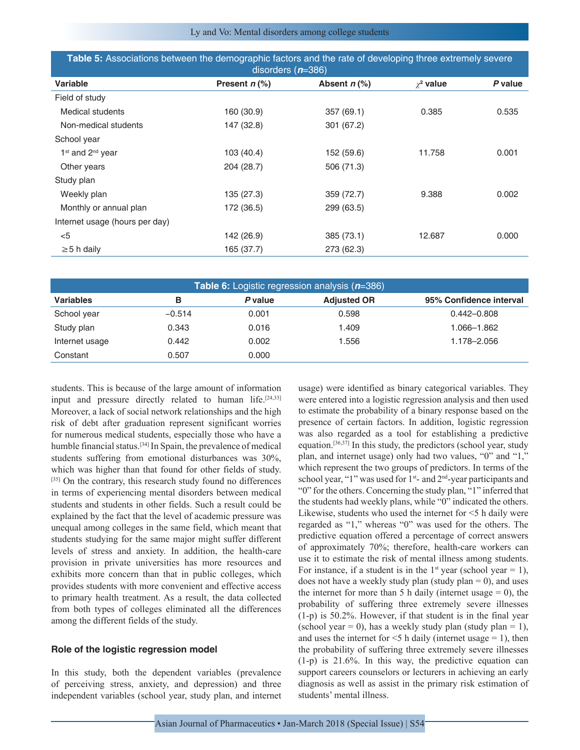**Table 5:** Associations between the demographic factors and the rate of developing three extremely severe disorders (*n*=386)

| Variable | Present *n* (%) | Absent *n* (%) | $\chi^2$ value | *P* value |
|---|---|---|---|---|
| Field of study | | | | |
| Medical students | 160 (30.9) | 357 (69.1) | 0.385 | 0.535 |
| Non-medical students | 147 (32.8) | 301 (67.2) | | |
| School year | | | | |
| 1st and 2nd year | 103 (40.4) | 152 (59.6) | 11.758 | 0.001 |
| Other years | 204 (28.7) | 506 (71.3) | | |
| Study plan | | | | |
| Weekly plan | 135 (27.3) | 359 (72.7) | 9.388 | 0.002 |
| Monthly or annual plan | 172 (36.5) | 299 (63.5) | | |
| Internet usage (hours per day) | | | | |
| <5 | 142 (26.9) | 385 (73.1) | 12.687 | 0.000 |
| ≥5 h daily | 165 (37.7) | 273 (62.3) | | |

**Table 6:** Logistic regression analysis (*n*=386)

| Variables | B | *P* value | Adjusted OR | 95% Confidence interval |
|---|---|---|---|---|
| School year | −0.514 | 0.001 | 0.598 | 0.442–0.808 |
| Study plan | 0.343 | 0.016 | 1.409 | 1.066–1.862 |
| Internet usage | 0.442 | 0.002 | 1.556 | 1.178–2.056 |
| Constant | 0.507 | 0.000 | | |

students. This is because of the large amount of information input and pressure directly related to human life.[24,33] Moreover, a lack of social network relationships and the high risk of debt after graduation represent significant worries for numerous medical students, especially those who have a humble financial status.[34] In Spain, the prevalence of medical students suffering from emotional disturbances was 30%, which was higher than that found for other fields of study.[35] On the contrary, this research study found no differences in terms of experiencing mental disorders between medical students and students in other fields. Such a result could be explained by the fact that the level of academic pressure was unequal among colleges in the same field, which meant that students studying for the same major might suffer different levels of stress and anxiety. In addition, the health-care provision in private universities has more resources and exhibits more concern than that in public colleges, which provides students with more convenient and effective access to primary health treatment. As a result, the data collected from both types of colleges eliminated all the differences among the different fields of the study.

### Role of the logistic regression model

In this study, both the dependent variables (prevalence of perceiving stress, anxiety, and depression) and three independent variables (school year, study plan, and internet usage) were identified as binary categorical variables. They were entered into a logistic regression analysis and then used to estimate the probability of a binary response based on the presence of certain factors. In addition, logistic regression was also regarded as a tool for establishing a predictive equation.[36,37] In this study, the predictors (school year, study plan, and internet usage) only had two values, "0" and "1," which represent the two groups of predictors. In terms of the school year, "1" was used for 1st- and 2nd-year participants and "0" for the others. Concerning the study plan, "1" inferred that the students had weekly plans, while "0" indicated the others. Likewise, students who used the internet for <5 h daily were regarded as "1," whereas "0" was used for the others. The predictive equation offered a percentage of correct answers of approximately 70%; therefore, health-care workers can use it to estimate the risk of mental illness among students. For instance, if a student is in the 1st year (school year = 1), does not have a weekly study plan (study plan = 0), and uses the internet for more than 5 h daily (internet usage = 0), the probability of suffering three extremely severe illnesses (1-p) is 50.2%. However, if that student is in the final year (school year = 0), has a weekly study plan (study plan = 1), and uses the internet for <5 h daily (internet usage = 1), then the probability of suffering three extremely severe illnesses (1-p) is 21.6%. In this way, the predictive equation can support careers counselors or lecturers in achieving an early diagnosis as well as assist in the primary risk estimation of students' mental illness.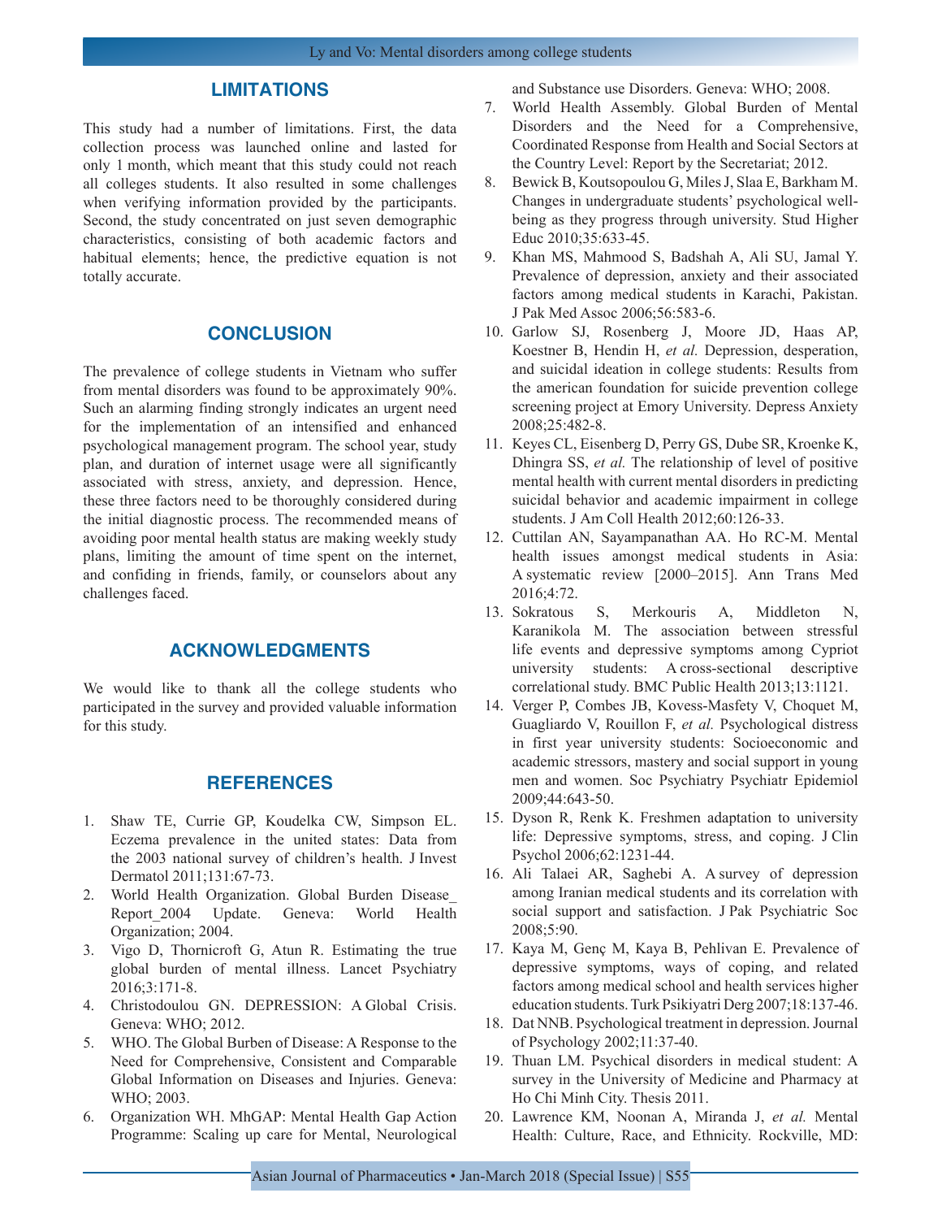## LIMITATIONS

This study had a number of limitations. First, the data collection process was launched online and lasted for only 1 month, which meant that this study could not reach all colleges students. It also resulted in some challenges when verifying information provided by the participants. Second, the study concentrated on just seven demographic characteristics, consisting of both academic factors and habitual elements; hence, the predictive equation is not totally accurate.

## CONCLUSION

The prevalence of college students in Vietnam who suffer from mental disorders was found to be approximately 90%. Such an alarming finding strongly indicates an urgent need for the implementation of an intensified and enhanced psychological management program. The school year, study plan, and duration of internet usage were all significantly associated with stress, anxiety, and depression. Hence, these three factors need to be thoroughly considered during the initial diagnostic process. The recommended means of avoiding poor mental health status are making weekly study plans, limiting the amount of time spent on the internet, and confiding in friends, family, or counselors about any challenges faced.

## ACKNOWLEDGMENTS

We would like to thank all the college students who participated in the survey and provided valuable information for this study.

## REFERENCES

1. Shaw TE, Currie GP, Koudelka CW, Simpson EL. Eczema prevalence in the united states: Data from the 2003 national survey of children's health. J Invest Dermatol 2011;131:67-73.
2. World Health Organization. Global Burden Disease_ Report_2004 Update. Geneva: World Health Organization; 2004.
3. Vigo D, Thornicroft G, Atun R. Estimating the true global burden of mental illness. Lancet Psychiatry 2016;3:171-8.
4. Christodoulou GN. DEPRESSION: A Global Crisis. Geneva: WHO; 2012.
5. WHO. The Global Burben of Disease: A Response to the Need for Comprehensive, Consistent and Comparable Global Information on Diseases and Injuries. Geneva: WHO; 2003.
6. Organization WH. MhGAP: Mental Health Gap Action Programme: Scaling up care for Mental, Neurological and Substance use Disorders. Geneva: WHO; 2008.
7. World Health Assembly. Global Burden of Mental Disorders and the Need for a Comprehensive, Coordinated Response from Health and Social Sectors at the Country Level: Report by the Secretariat; 2012.
8. Bewick B, Koutsopoulou G, Miles J, Slaa E, Barkham M. Changes in undergraduate students' psychological well-being as they progress through university. Stud Higher Educ 2010;35:633-45.
9. Khan MS, Mahmood S, Badshah A, Ali SU, Jamal Y. Prevalence of depression, anxiety and their associated factors among medical students in Karachi, Pakistan. J Pak Med Assoc 2006;56:583-6.
10. Garlow SJ, Rosenberg J, Moore JD, Haas AP, Koestner B, Hendin H, *et al.* Depression, desperation, and suicidal ideation in college students: Results from the american foundation for suicide prevention college screening project at Emory University. Depress Anxiety 2008;25:482-8.
11. Keyes CL, Eisenberg D, Perry GS, Dube SR, Kroenke K, Dhingra SS, *et al.* The relationship of level of positive mental health with current mental disorders in predicting suicidal behavior and academic impairment in college students. J Am Coll Health 2012;60:126-33.
12. Cuttilan AN, Sayampanathan AA. Ho RC-M. Mental health issues amongst medical students in Asia: A systematic review [2000–2015]. Ann Trans Med 2016;4:72.
13. Sokratous S, Merkouris A, Middleton N, Karanikola M. The association between stressful life events and depressive symptoms among Cypriot university students: A cross-sectional descriptive correlational study. BMC Public Health 2013;13:1121.
14. Verger P, Combes JB, Kovess-Masfety V, Choquet M, Guagliardo V, Rouillon F, *et al.* Psychological distress in first year university students: Socioeconomic and academic stressors, mastery and social support in young men and women. Soc Psychiatry Psychiatr Epidemiol 2009;44:643-50.
15. Dyson R, Renk K. Freshmen adaptation to university life: Depressive symptoms, stress, and coping. J Clin Psychol 2006;62:1231-44.
16. Ali Talaei AR, Saghebi A. A survey of depression among Iranian medical students and its correlation with social support and satisfaction. J Pak Psychiatric Soc 2008;5:90.
17. Kaya M, Genç M, Kaya B, Pehlivan E. Prevalence of depressive symptoms, ways of coping, and related factors among medical school and health services higher education students. Turk Psikiyatri Derg 2007;18:137-46.
18. Dat NNB. Psychological treatment in depression. Journal of Psychology 2002;11:37-40.
19. Thuan LM. Psychical disorders in medical student: A survey in the University of Medicine and Pharmacy at Ho Chi Minh City. Thesis 2011.
20. Lawrence KM, Noonan A, Miranda J, *et al.* Mental Health: Culture, Race, and Ethnicity. Rockville, MD: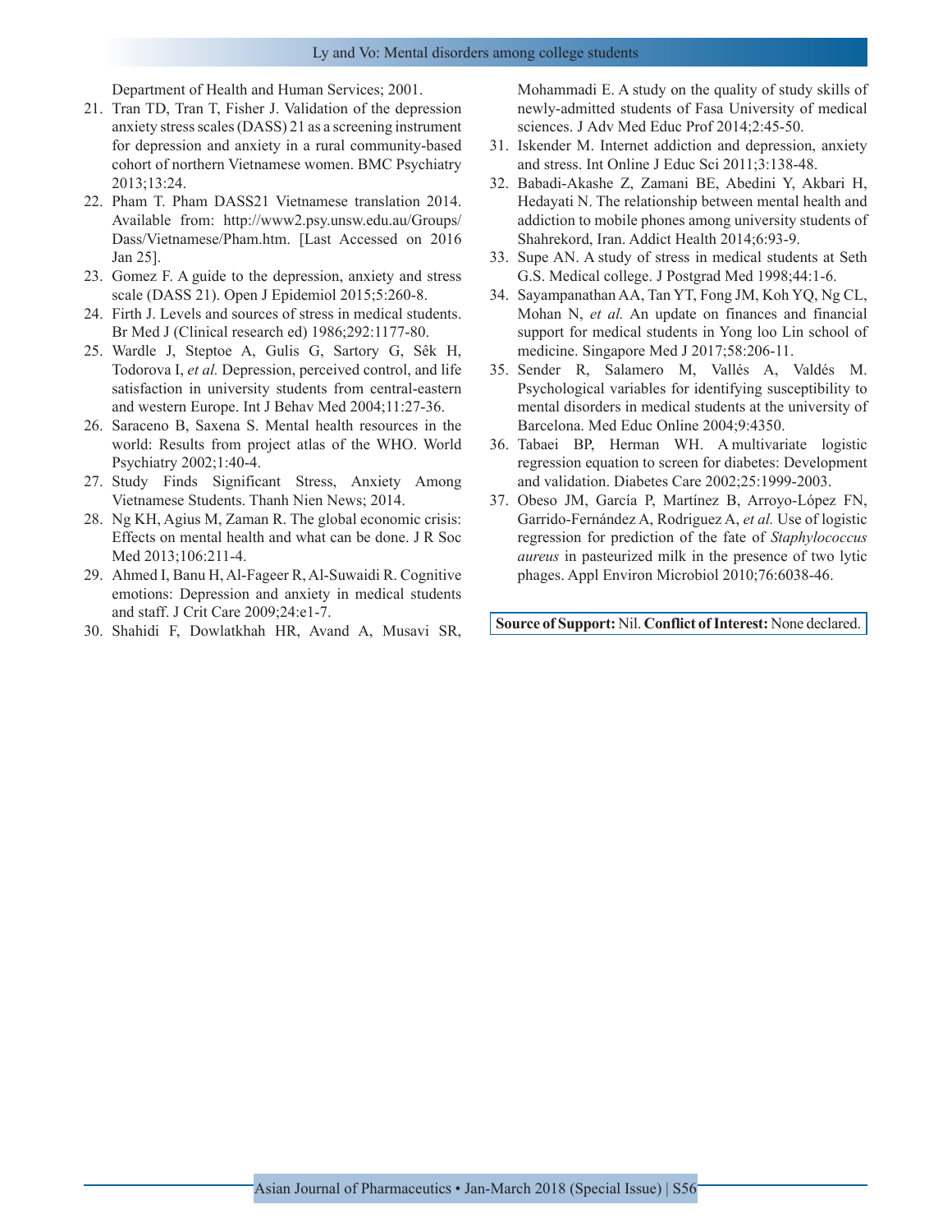Department of Health and Human Services; 2001.

21. Tran TD, Tran T, Fisher J. Validation of the depression anxiety stress scales (DASS) 21 as a screening instrument for depression and anxiety in a rural community-based cohort of northern Vietnamese women. BMC Psychiatry 2013;13:24.
22. Pham T. Pham DASS21 Vietnamese translation 2014. Available from: http://www2.psy.unsw.edu.au/Groups/Dass/Vietnamese/Pham.htm. [Last Accessed on 2016 Jan 25].
23. Gomez F. A guide to the depression, anxiety and stress scale (DASS 21). Open J Epidemiol 2015;5:260-8.
24. Firth J. Levels and sources of stress in medical students. Br Med J (Clinical research ed) 1986;292:1177-80.
25. Wardle J, Steptoe A, Gulis G, Sartory G, Sêk H, Todorova I, *et al.* Depression, perceived control, and life satisfaction in university students from central-eastern and western Europe. Int J Behav Med 2004;11:27-36.
26. Saraceno B, Saxena S. Mental health resources in the world: Results from project atlas of the WHO. World Psychiatry 2002;1:40-4.
27. Study Finds Significant Stress, Anxiety Among Vietnamese Students. Thanh Nien News; 2014.
28. Ng KH, Agius M, Zaman R. The global economic crisis: Effects on mental health and what can be done. J R Soc Med 2013;106:211-4.
29. Ahmed I, Banu H, Al-Fageer R, Al-Suwaidi R. Cognitive emotions: Depression and anxiety in medical students and staff. J Crit Care 2009;24:e1-7.
30. Shahidi F, Dowlatkhah HR, Avand A, Musavi SR, Mohammadi E. A study on the quality of study skills of newly-admitted students of Fasa University of medical sciences. J Adv Med Educ Prof 2014;2:45-50.
31. Iskender M. Internet addiction and depression, anxiety and stress. Int Online J Educ Sci 2011;3:138-48.
32. Babadi-Akashe Z, Zamani BE, Abedini Y, Akbari H, Hedayati N. The relationship between mental health and addiction to mobile phones among university students of Shahrekord, Iran. Addict Health 2014;6:93-9.
33. Supe AN. A study of stress in medical students at Seth G.S. Medical college. J Postgrad Med 1998;44:1-6.
34. Sayampanathan AA, Tan YT, Fong JM, Koh YQ, Ng CL, Mohan N, *et al.* An update on finances and financial support for medical students in Yong loo Lin school of medicine. Singapore Med J 2017;58:206-11.
35. Sender R, Salamero M, Vallés A, Valdés M. Psychological variables for identifying susceptibility to mental disorders in medical students at the university of Barcelona. Med Educ Online 2004;9:4350.
36. Tabaei BP, Herman WH. A multivariate logistic regression equation to screen for diabetes: Development and validation. Diabetes Care 2002;25:1999-2003.
37. Obeso JM, García P, Martínez B, Arroyo-López FN, Garrido-Fernández A, Rodriguez A, *et al.* Use of logistic regression for prediction of the fate of *Staphylococcus aureus* in pasteurized milk in the presence of two lytic phages. Appl Environ Microbiol 2010;76:6038-46.

**Source of Support:** Nil. **Conflict of Interest:** None declared.